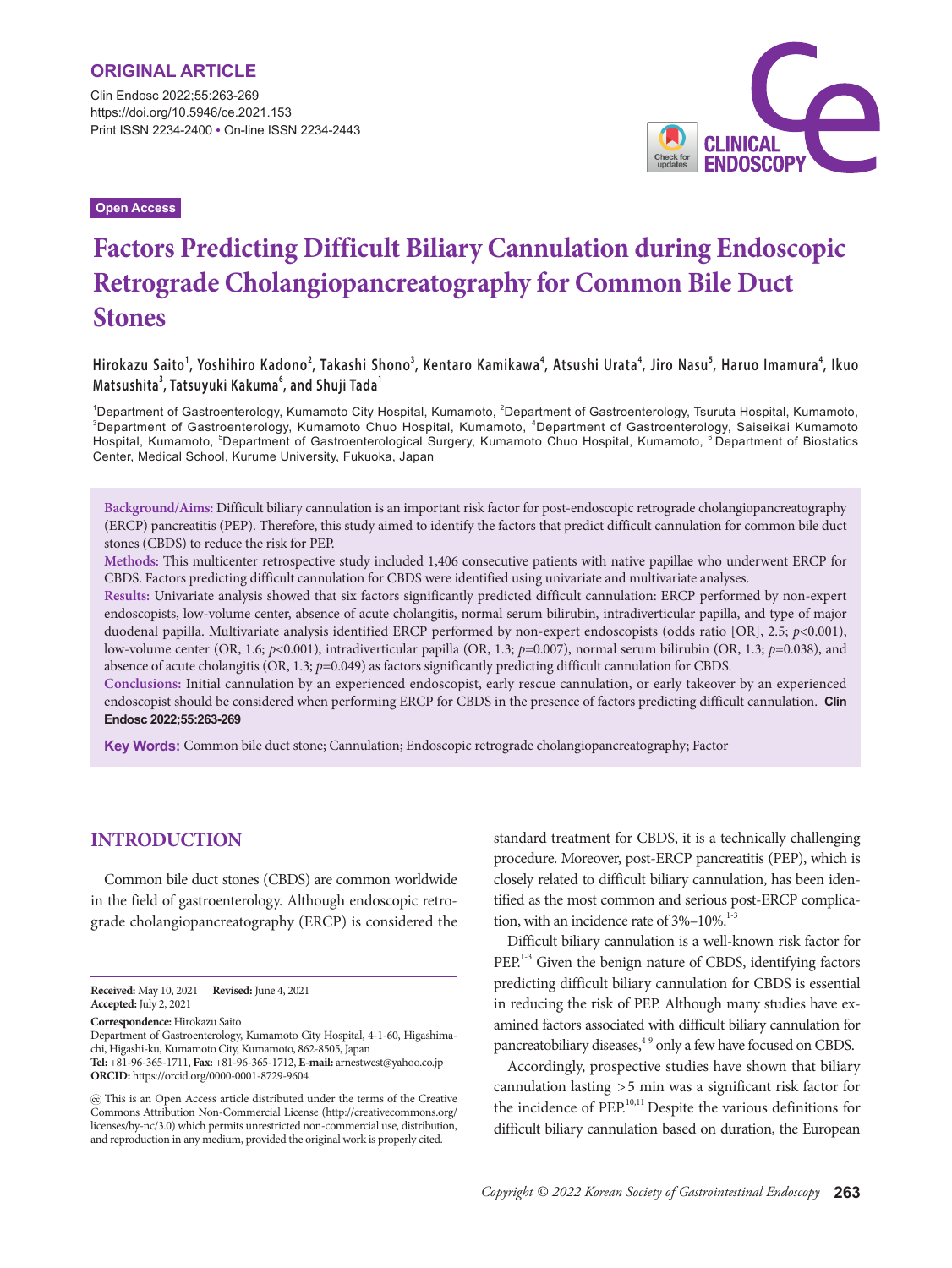ORIGINAL ARTICLE

Open Access

# Factors Predicting Difficult Biliary Cannulation during Endoscopic Retrograde Cholangiopancreatography for Common Bile Duct Stones

**Hirokazu Saito[1], Yoshihiro Kadono[2], Takashi Shono[3], Kentaro Kamikawa[4], Atsushi Urata[4], Jiro Nasu[5], Haruo Imamura[4], Ikuo Matsushita[3], Tatsuyuki Kakuma[6], and Shuji Tada[1]**

[1]Department of Gastroenterology, Kumamoto City Hospital, Kumamoto, [2]Department of Gastroenterology, Tsuruta Hospital, Kumamoto, [3]Department of Gastroenterology, Kumamoto Chuo Hospital, Kumamoto, [4]Department of Gastroenterology, Saiseikai Kumamoto Hospital, Kumamoto, [5]Department of Gastroenterological Surgery, Kumamoto Chuo Hospital, Kumamoto, [6]Department of Biostatics Center, Medical School, Kurume University, Fukuoka, Japan

**Background/Aims:** Difficult biliary cannulation is an important risk factor for post-endoscopic retrograde cholangiopancreatography (ERCP) pancreatitis (PEP). Therefore, this study aimed to identify the factors that predict difficult cannulation for common bile duct stones (CBDS) to reduce the risk for PEP.

**Methods:** This multicenter retrospective study included 1,406 consecutive patients with native papillae who underwent ERCP for CBDS. Factors predicting difficult cannulation for CBDS were identified using univariate and multivariate analyses.

**Results:** Univariate analysis showed that six factors significantly predicted difficult cannulation: ERCP performed by non-expert endoscopists, low-volume center, absence of acute cholangitis, normal serum bilirubin, intradiverticular papilla, and type of major duodenal papilla. Multivariate analysis identified ERCP performed by non-expert endoscopists (odds ratio [OR], 2.5; $p<0.001$), low-volume center (OR, 1.6; $p<0.001$), intradiverticular papilla (OR, 1.3; $p=0.007$), normal serum bilirubin (OR, 1.3; $p=0.038$), and absence of acute cholangitis (OR, 1.3; $p=0.049$) as factors significantly predicting difficult cannulation for CBDS.

**Conclusions:** Initial cannulation by an experienced endoscopist, early rescue cannulation, or early takeover by an experienced endoscopist should be considered when performing ERCP for CBDS in the presence of factors predicting difficult cannulation. **Clin Endosc 2022;55:263-269**

**Key Words:** Common bile duct stone; Cannulation; Endoscopic retrograde cholangiopancreatography; Factor

## INTRODUCTION

Common bile duct stones (CBDS) are common worldwide in the field of gastroenterology. Although endoscopic retrograde cholangiopancreatography (ERCP) is considered the standard treatment for CBDS, it is a technically challenging procedure. Moreover, post-ERCP pancreatitis (PEP), which is closely related to difficult biliary cannulation, has been identified as the most common and serious post-ERCP complication, with an incidence rate of 3%–10%.[1-3]

Difficult biliary cannulation is a well-known risk factor for PEP.[1-3] Given the benign nature of CBDS, identifying factors predicting difficult biliary cannulation for CBDS is essential in reducing the risk of PEP. Although many studies have examined factors associated with difficult biliary cannulation for pancreatobiliary diseases,[4-9] only a few have focused on CBDS.

Accordingly, prospective studies have shown that biliary cannulation lasting >5 min was a significant risk factor for the incidence of PEP.[10,11] Despite the various definitions for difficult biliary cannulation based on duration, the European

**Received:** May 10, 2021 **Revised:** June 4, 2021
**Accepted:** July 2, 2021

**Correspondence:** Hirokazu Saito
Department of Gastroenterology, Kumamoto City Hospital, 4-1-60, Higashimachi, Higashi-ku, Kumamoto City, Kumamoto, 862-8505, Japan
**Tel:** +81-96-365-1711, **Fax:** +81-96-365-1712, **E-mail:** arnestwest@yahoo.co.jp
**ORCID:** https://orcid.org/0000-0001-8729-9604

This is an Open Access article distributed under the terms of the Creative Commons Attribution Non-Commercial License (http://creativecommons.org/licenses/by-nc/3.0) which permits unrestricted non-commercial use, distribution, and reproduction in any medium, provided the original work is properly cited.

*Copyright © 2022 Korean Society of Gastrointestinal Endoscopy*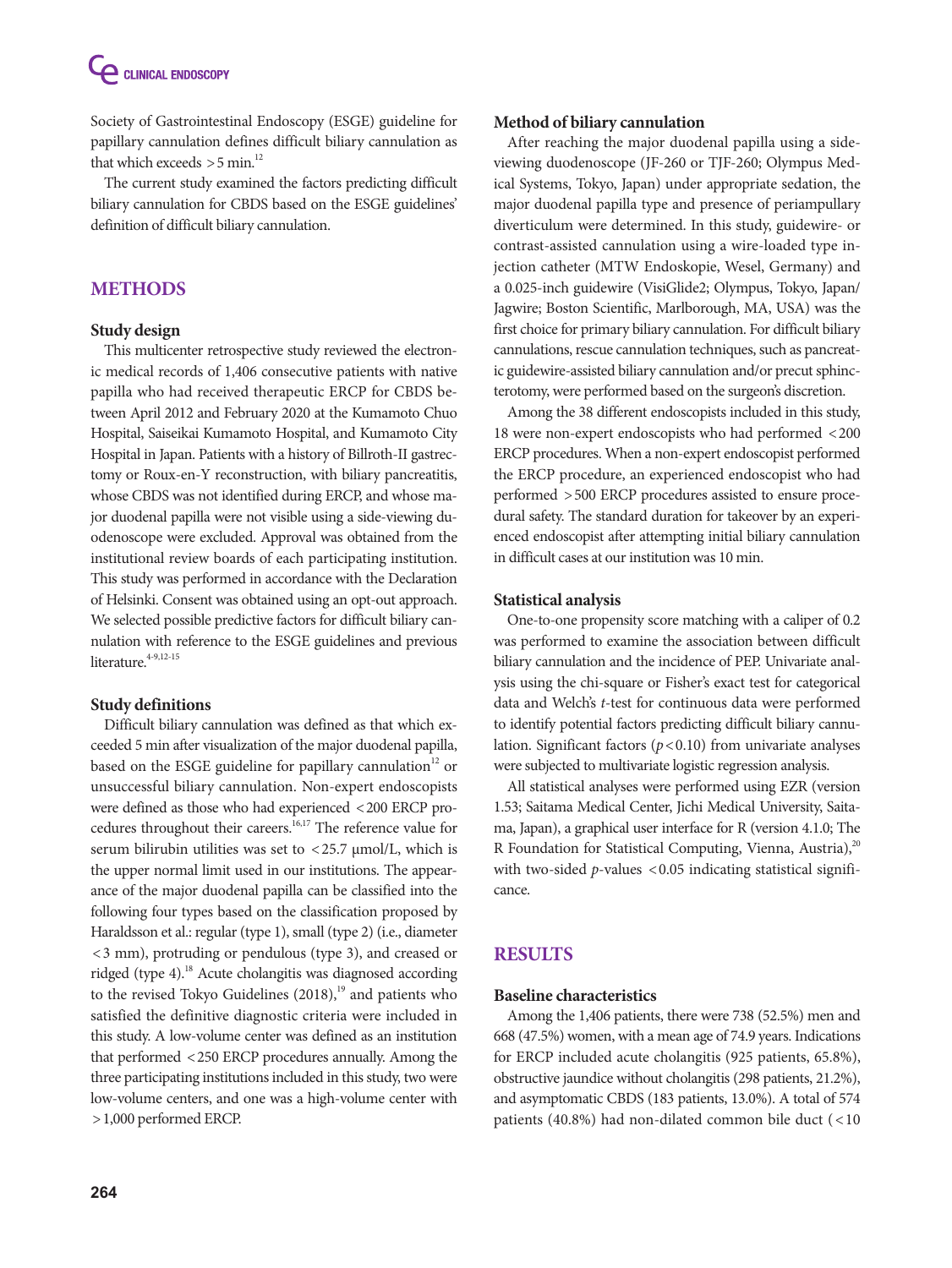Society of Gastrointestinal Endoscopy (ESGE) guideline for papillary cannulation defines difficult biliary cannulation as that which exceeds >5 min.[12]

The current study examined the factors predicting difficult biliary cannulation for CBDS based on the ESGE guidelines' definition of difficult biliary cannulation.

## METHODS

### Study design

This multicenter retrospective study reviewed the electronic medical records of 1,406 consecutive patients with native papilla who had received therapeutic ERCP for CBDS between April 2012 and February 2020 at the Kumamoto Chuo Hospital, Saiseikai Kumamoto Hospital, and Kumamoto City Hospital in Japan. Patients with a history of Billroth-II gastrectomy or Roux-en-Y reconstruction, with biliary pancreatitis, whose CBDS was not identified during ERCP, and whose major duodenal papilla were not visible using a side-viewing duodenoscope were excluded. Approval was obtained from the institutional review boards of each participating institution. This study was performed in accordance with the Declaration of Helsinki. Consent was obtained using an opt-out approach. We selected possible predictive factors for difficult biliary cannulation with reference to the ESGE guidelines and previous literature.[4-9,12-15]

### Study definitions

Difficult biliary cannulation was defined as that which exceeded 5 min after visualization of the major duodenal papilla, based on the ESGE guideline for papillary cannulation[12] or unsuccessful biliary cannulation. Non-expert endoscopists were defined as those who had experienced <200 ERCP procedures throughout their careers.[16,17] The reference value for serum bilirubin utilities was set to <25.7 μmol/L, which is the upper normal limit used in our institutions. The appearance of the major duodenal papilla can be classified into the following four types based on the classification proposed by Haraldsson et al.: regular (type 1), small (type 2) (i.e., diameter <3 mm), protruding or pendulous (type 3), and creased or ridged (type 4).[18] Acute cholangitis was diagnosed according to the revised Tokyo Guidelines (2018),[19] and patients who satisfied the definitive diagnostic criteria were included in this study. A low-volume center was defined as an institution that performed <250 ERCP procedures annually. Among the three participating institutions included in this study, two were low-volume centers, and one was a high-volume center with >1,000 performed ERCP.

### Method of biliary cannulation

After reaching the major duodenal papilla using a side-viewing duodenoscope (JF-260 or TJF-260; Olympus Medical Systems, Tokyo, Japan) under appropriate sedation, the major duodenal papilla type and presence of periampullary diverticulum were determined. In this study, guidewire- or contrast-assisted cannulation using a wire-loaded type injection catheter (MTW Endoskopie, Wesel, Germany) and a 0.025-inch guidewire (VisiGlide2; Olympus, Tokyo, Japan/Jagwire; Boston Scientific, Marlborough, MA, USA) was the first choice for primary biliary cannulation. For difficult biliary cannulations, rescue cannulation techniques, such as pancreatic guidewire-assisted biliary cannulation and/or precut sphincterotomy, were performed based on the surgeon's discretion.

Among the 38 different endoscopists included in this study, 18 were non-expert endoscopists who had performed <200 ERCP procedures. When a non-expert endoscopist performed the ERCP procedure, an experienced endoscopist who had performed >500 ERCP procedures assisted to ensure procedural safety. The standard duration for takeover by an experienced endoscopist after attempting initial biliary cannulation in difficult cases at our institution was 10 min.

### Statistical analysis

One-to-one propensity score matching with a caliper of 0.2 was performed to examine the association between difficult biliary cannulation and the incidence of PEP. Univariate analysis using the chi-square or Fisher's exact test for categorical data and Welch's *t*-test for continuous data were performed to identify potential factors predicting difficult biliary cannulation. Significant factors ($p<0.10$) from univariate analyses were subjected to multivariate logistic regression analysis.

All statistical analyses were performed using EZR (version 1.53; Saitama Medical Center, Jichi Medical University, Saitama, Japan), a graphical user interface for R (version 4.1.0; The R Foundation for Statistical Computing, Vienna, Austria),[20] with two-sided *p*-values <0.05 indicating statistical significance.

## RESULTS

### Baseline characteristics

Among the 1,406 patients, there were 738 (52.5%) men and 668 (47.5%) women, with a mean age of 74.9 years. Indications for ERCP included acute cholangitis (925 patients, 65.8%), obstructive jaundice without cholangitis (298 patients, 21.2%), and asymptomatic CBDS (183 patients, 13.0%). A total of 574 patients (40.8%) had non-dilated common bile duct (<10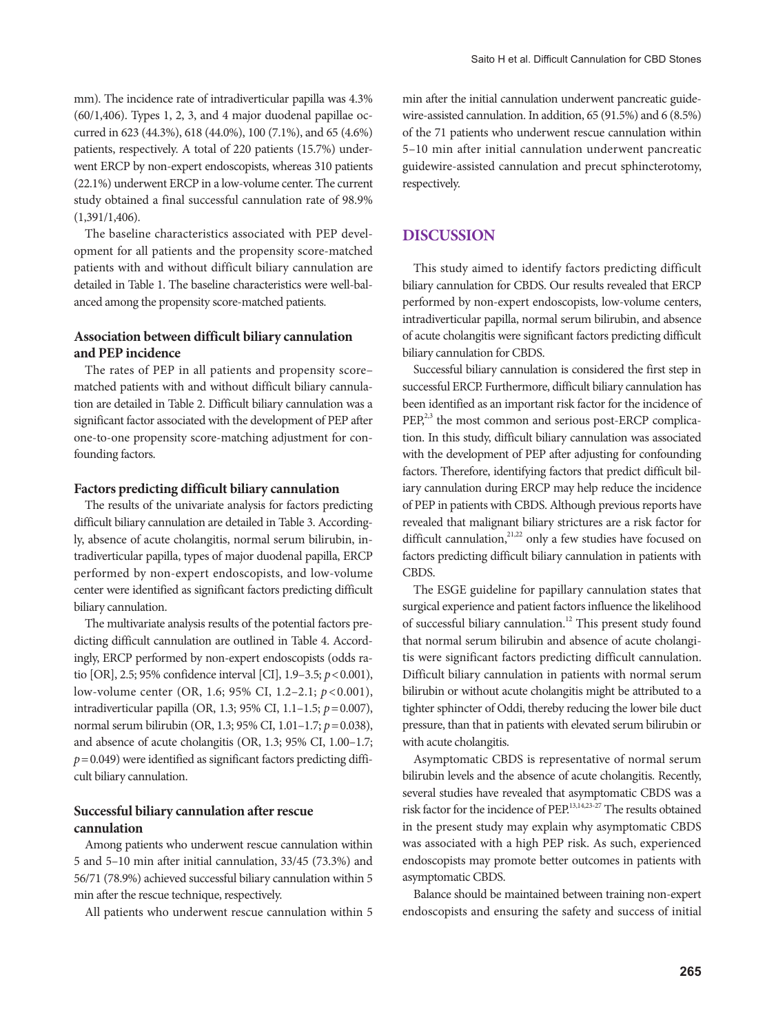mm). The incidence rate of intradiverticular papilla was 4.3% (60/1,406). Types 1, 2, 3, and 4 major duodenal papillae occurred in 623 (44.3%), 618 (44.0%), 100 (7.1%), and 65 (4.6%) patients, respectively. A total of 220 patients (15.7%) underwent ERCP by non-expert endoscopists, whereas 310 patients (22.1%) underwent ERCP in a low-volume center. The current study obtained a final successful cannulation rate of 98.9% (1,391/1,406).

The baseline characteristics associated with PEP development for all patients and the propensity score-matched patients with and without difficult biliary cannulation are detailed in Table 1. The baseline characteristics were well-balanced among the propensity score-matched patients.

### Association between difficult biliary cannulation and PEP incidence

The rates of PEP in all patients and propensity score–matched patients with and without difficult biliary cannulation are detailed in Table 2. Difficult biliary cannulation was a significant factor associated with the development of PEP after one-to-one propensity score-matching adjustment for confounding factors.

### Factors predicting difficult biliary cannulation

The results of the univariate analysis for factors predicting difficult biliary cannulation are detailed in Table 3. Accordingly, absence of acute cholangitis, normal serum bilirubin, intradiverticular papilla, types of major duodenal papilla, ERCP performed by non-expert endoscopists, and low-volume center were identified as significant factors predicting difficult biliary cannulation.

The multivariate analysis results of the potential factors predicting difficult cannulation are outlined in Table 4. Accordingly, ERCP performed by non-expert endoscopists (odds ratio [OR], 2.5; 95% confidence interval [CI], 1.9–3.5; $p<0.001$), low-volume center (OR, 1.6; 95% CI, 1.2–2.1; $p<0.001$), intradiverticular papilla (OR, 1.3; 95% CI, 1.1–1.5; $p=0.007$), normal serum bilirubin (OR, 1.3; 95% CI, 1.01–1.7; $p=0.038$), and absence of acute cholangitis (OR, 1.3; 95% CI, 1.00–1.7; $p=0.049$) were identified as significant factors predicting difficult biliary cannulation.

### Successful biliary cannulation after rescue cannulation

Among patients who underwent rescue cannulation within 5 and 5–10 min after initial cannulation, 33/45 (73.3%) and 56/71 (78.9%) achieved successful biliary cannulation within 5 min after the rescue technique, respectively.

All patients who underwent rescue cannulation within 5 min after the initial cannulation underwent pancreatic guidewire-assisted cannulation. In addition, 65 (91.5%) and 6 (8.5%) of the 71 patients who underwent rescue cannulation within 5–10 min after initial cannulation underwent pancreatic guidewire-assisted cannulation and precut sphincterotomy, respectively.

## DISCUSSION

This study aimed to identify factors predicting difficult biliary cannulation for CBDS. Our results revealed that ERCP performed by non-expert endoscopists, low-volume centers, intradiverticular papilla, normal serum bilirubin, and absence of acute cholangitis were significant factors predicting difficult biliary cannulation for CBDS.

Successful biliary cannulation is considered the first step in successful ERCP. Furthermore, difficult biliary cannulation has been identified as an important risk factor for the incidence of PEP,[2,3] the most common and serious post-ERCP complication. In this study, difficult biliary cannulation was associated with the development of PEP after adjusting for confounding factors. Therefore, identifying factors that predict difficult biliary cannulation during ERCP may help reduce the incidence of PEP in patients with CBDS. Although previous reports have revealed that malignant biliary strictures are a risk factor for difficult cannulation,[21,22] only a few studies have focused on factors predicting difficult biliary cannulation in patients with CBDS.

The ESGE guideline for papillary cannulation states that surgical experience and patient factors influence the likelihood of successful biliary cannulation.[12] This present study found that normal serum bilirubin and absence of acute cholangitis were significant factors predicting difficult cannulation. Difficult biliary cannulation in patients with normal serum bilirubin or without acute cholangitis might be attributed to a tighter sphincter of Oddi, thereby reducing the lower bile duct pressure, than that in patients with elevated serum bilirubin or with acute cholangitis.

Asymptomatic CBDS is representative of normal serum bilirubin levels and the absence of acute cholangitis. Recently, several studies have revealed that asymptomatic CBDS was a risk factor for the incidence of PEP.[13,14,23-27] The results obtained in the present study may explain why asymptomatic CBDS was associated with a high PEP risk. As such, experienced endoscopists may promote better outcomes in patients with asymptomatic CBDS.

Balance should be maintained between training non-expert endoscopists and ensuring the safety and success of initial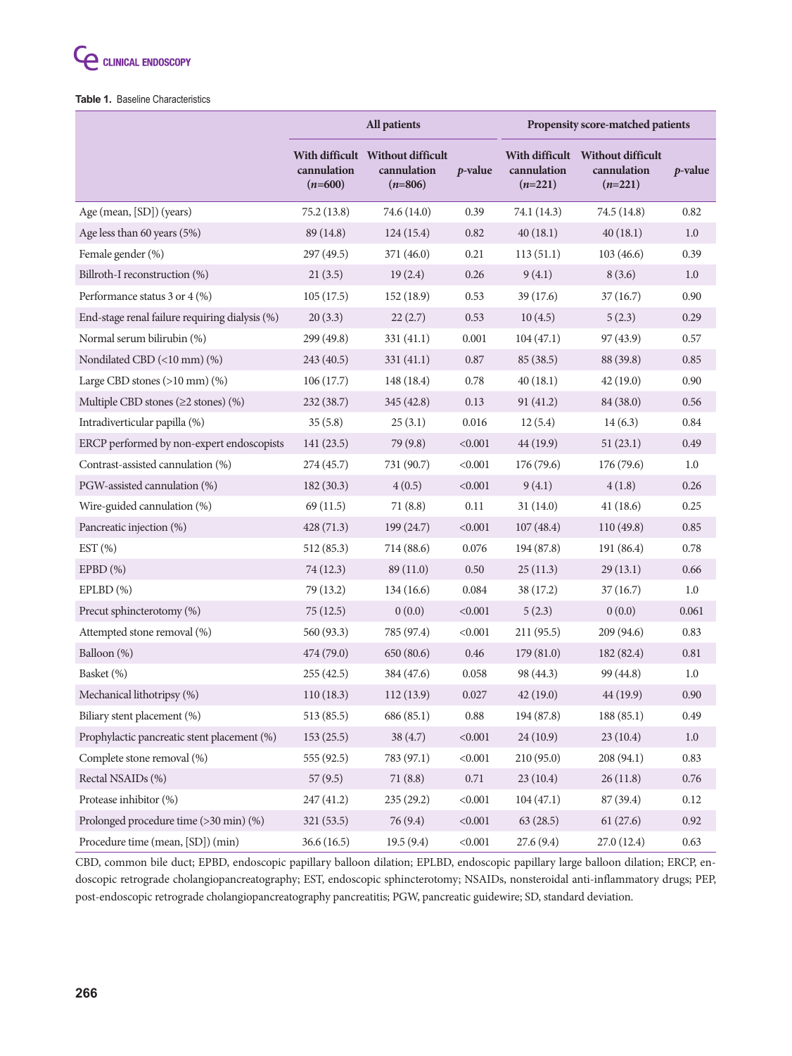**Table 1.** Baseline Characteristics

| | All patients | | | Propensity score-matched patients | | |
|---|---|---|---|---|---|---|
| | With difficult cannulation (*n*=600) | Without difficult cannulation (*n*=806) | *p*-value | With difficult cannulation (*n*=221) | Without difficult cannulation (*n*=221) | *p*-value |
| Age (mean, [SD]) (years) | 75.2 (13.8) | 74.6 (14.0) | 0.39 | 74.1 (14.3) | 74.5 (14.8) | 0.82 |
| Age less than 60 years (5%) | 89 (14.8) | 124 (15.4) | 0.82 | 40 (18.1) | 40 (18.1) | 1.0 |
| Female gender (%) | 297 (49.5) | 371 (46.0) | 0.21 | 113 (51.1) | 103 (46.6) | 0.39 |
| Billroth-I reconstruction (%) | 21 (3.5) | 19 (2.4) | 0.26 | 9 (4.1) | 8 (3.6) | 1.0 |
| Performance status 3 or 4 (%) | 105 (17.5) | 152 (18.9) | 0.53 | 39 (17.6) | 37 (16.7) | 0.90 |
| End-stage renal failure requiring dialysis (%) | 20 (3.3) | 22 (2.7) | 0.53 | 10 (4.5) | 5 (2.3) | 0.29 |
| Normal serum bilirubin (%) | 299 (49.8) | 331 (41.1) | 0.001 | 104 (47.1) | 97 (43.9) | 0.57 |
| Nondilated CBD (<10 mm) (%) | 243 (40.5) | 331 (41.1) | 0.87 | 85 (38.5) | 88 (39.8) | 0.85 |
| Large CBD stones (>10 mm) (%) | 106 (17.7) | 148 (18.4) | 0.78 | 40 (18.1) | 42 (19.0) | 0.90 |
| Multiple CBD stones (≥2 stones) (%) | 232 (38.7) | 345 (42.8) | 0.13 | 91 (41.2) | 84 (38.0) | 0.56 |
| Intradiverticular papilla (%) | 35 (5.8) | 25 (3.1) | 0.016 | 12 (5.4) | 14 (6.3) | 0.84 |
| ERCP performed by non-expert endoscopists | 141 (23.5) | 79 (9.8) | <0.001 | 44 (19.9) | 51 (23.1) | 0.49 |
| Contrast-assisted cannulation (%) | 274 (45.7) | 731 (90.7) | <0.001 | 176 (79.6) | 176 (79.6) | 1.0 |
| PGW-assisted cannulation (%) | 182 (30.3) | 4 (0.5) | <0.001 | 9 (4.1) | 4 (1.8) | 0.26 |
| Wire-guided cannulation (%) | 69 (11.5) | 71 (8.8) | 0.11 | 31 (14.0) | 41 (18.6) | 0.25 |
| Pancreatic injection (%) | 428 (71.3) | 199 (24.7) | <0.001 | 107 (48.4) | 110 (49.8) | 0.85 |
| EST (%) | 512 (85.3) | 714 (88.6) | 0.076 | 194 (87.8) | 191 (86.4) | 0.78 |
| EPBD (%) | 74 (12.3) | 89 (11.0) | 0.50 | 25 (11.3) | 29 (13.1) | 0.66 |
| EPLBD (%) | 79 (13.2) | 134 (16.6) | 0.084 | 38 (17.2) | 37 (16.7) | 1.0 |
| Precut sphincterotomy (%) | 75 (12.5) | 0 (0.0) | <0.001 | 5 (2.3) | 0 (0.0) | 0.061 |
| Attempted stone removal (%) | 560 (93.3) | 785 (97.4) | <0.001 | 211 (95.5) | 209 (94.6) | 0.83 |
| Balloon (%) | 474 (79.0) | 650 (80.6) | 0.46 | 179 (81.0) | 182 (82.4) | 0.81 |
| Basket (%) | 255 (42.5) | 384 (47.6) | 0.058 | 98 (44.3) | 99 (44.8) | 1.0 |
| Mechanical lithotripsy (%) | 110 (18.3) | 112 (13.9) | 0.027 | 42 (19.0) | 44 (19.9) | 0.90 |
| Biliary stent placement (%) | 513 (85.5) | 686 (85.1) | 0.88 | 194 (87.8) | 188 (85.1) | 0.49 |
| Prophylactic pancreatic stent placement (%) | 153 (25.5) | 38 (4.7) | <0.001 | 24 (10.9) | 23 (10.4) | 1.0 |
| Complete stone removal (%) | 555 (92.5) | 783 (97.1) | <0.001 | 210 (95.0) | 208 (94.1) | 0.83 |
| Rectal NSAIDs (%) | 57 (9.5) | 71 (8.8) | 0.71 | 23 (10.4) | 26 (11.8) | 0.76 |
| Protease inhibitor (%) | 247 (41.2) | 235 (29.2) | <0.001 | 104 (47.1) | 87 (39.4) | 0.12 |
| Prolonged procedure time (>30 min) (%) | 321 (53.5) | 76 (9.4) | <0.001 | 63 (28.5) | 61 (27.6) | 0.92 |
| Procedure time (mean, [SD]) (min) | 36.6 (16.5) | 19.5 (9.4) | <0.001 | 27.6 (9.4) | 27.0 (12.4) | 0.63 |

CBD, common bile duct; EPBD, endoscopic papillary balloon dilation; EPLBD, endoscopic papillary large balloon dilation; ERCP, endoscopic retrograde cholangiopancreatography; EST, endoscopic sphincterotomy; NSAIDs, nonsteroidal anti-inflammatory drugs; PEP, post-endoscopic retrograde cholangiopancreatography pancreatitis; PGW, pancreatic guidewire; SD, standard deviation.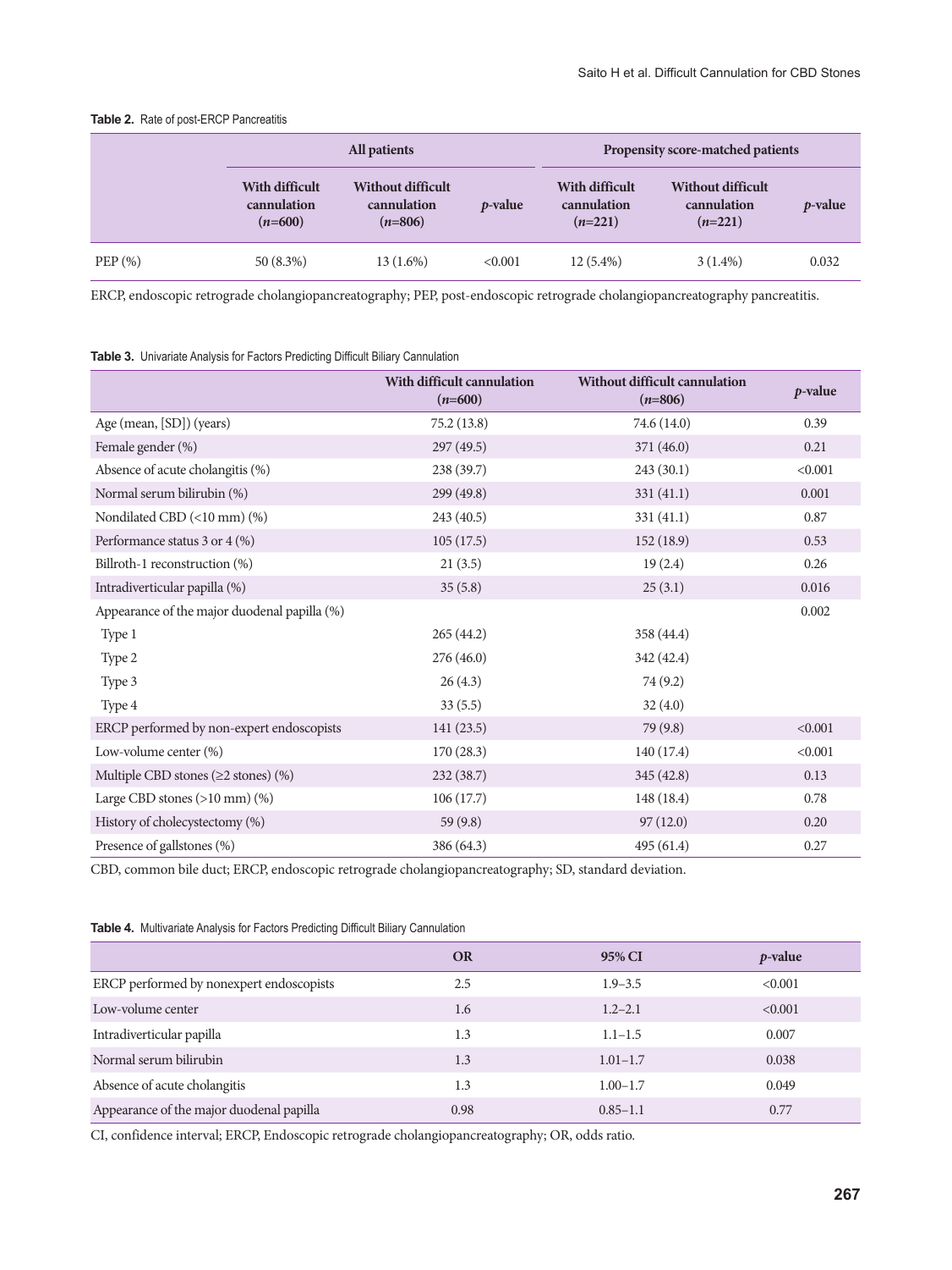**Table 2.** Rate of post-ERCP Pancreatitis

| | All patients | | | Propensity score-matched patients | | |
|---|---|---|---|---|---|---|
| | With difficult cannulation (*n*=600) | Without difficult cannulation (*n*=806) | *p*-value | With difficult cannulation (*n*=221) | Without difficult cannulation (*n*=221) | *p*-value |
| PEP (%) | 50 (8.3%) | 13 (1.6%) | <0.001 | 12 (5.4%) | 3 (1.4%) | 0.032 |

ERCP, endoscopic retrograde cholangiopancreatography; PEP, post-endoscopic retrograde cholangiopancreatography pancreatitis.

**Table 3.** Univariate Analysis for Factors Predicting Difficult Biliary Cannulation

| | With difficult cannulation (*n*=600) | Without difficult cannulation (*n*=806) | *p*-value |
|---|---|---|---|
| Age (mean, [SD]) (years) | 75.2 (13.8) | 74.6 (14.0) | 0.39 |
| Female gender (%) | 297 (49.5) | 371 (46.0) | 0.21 |
| Absence of acute cholangitis (%) | 238 (39.7) | 243 (30.1) | <0.001 |
| Normal serum bilirubin (%) | 299 (49.8) | 331 (41.1) | 0.001 |
| Nondilated CBD (<10 mm) (%) | 243 (40.5) | 331 (41.1) | 0.87 |
| Performance status 3 or 4 (%) | 105 (17.5) | 152 (18.9) | 0.53 |
| Billroth-1 reconstruction (%) | 21 (3.5) | 19 (2.4) | 0.26 |
| Intradiverticular papilla (%) | 35 (5.8) | 25 (3.1) | 0.016 |
| Appearance of the major duodenal papilla (%) | | | 0.002 |
| Type 1 | 265 (44.2) | 358 (44.4) | |
| Type 2 | 276 (46.0) | 342 (42.4) | |
| Type 3 | 26 (4.3) | 74 (9.2) | |
| Type 4 | 33 (5.5) | 32 (4.0) | |
| ERCP performed by non-expert endoscopists | 141 (23.5) | 79 (9.8) | <0.001 |
| Low-volume center (%) | 170 (28.3) | 140 (17.4) | <0.001 |
| Multiple CBD stones (≥2 stones) (%) | 232 (38.7) | 345 (42.8) | 0.13 |
| Large CBD stones (>10 mm) (%) | 106 (17.7) | 148 (18.4) | 0.78 |
| History of cholecystectomy (%) | 59 (9.8) | 97 (12.0) | 0.20 |
| Presence of gallstones (%) | 386 (64.3) | 495 (61.4) | 0.27 |

CBD, common bile duct; ERCP, endoscopic retrograde cholangiopancreatography; SD, standard deviation.

**Table 4.** Multivariate Analysis for Factors Predicting Difficult Biliary Cannulation

| | OR | 95% CI | *p*-value |
|---|---|---|---|
| ERCP performed by nonexpert endoscopists | 2.5 | 1.9–3.5 | <0.001 |
| Low-volume center | 1.6 | 1.2–2.1 | <0.001 |
| Intradiverticular papilla | 1.3 | 1.1–1.5 | 0.007 |
| Normal serum bilirubin | 1.3 | 1.01–1.7 | 0.038 |
| Absence of acute cholangitis | 1.3 | 1.00–1.7 | 0.049 |
| Appearance of the major duodenal papilla | 0.98 | 0.85–1.1 | 0.77 |

CI, confidence interval; ERCP, Endoscopic retrograde cholangiopancreatography; OR, odds ratio.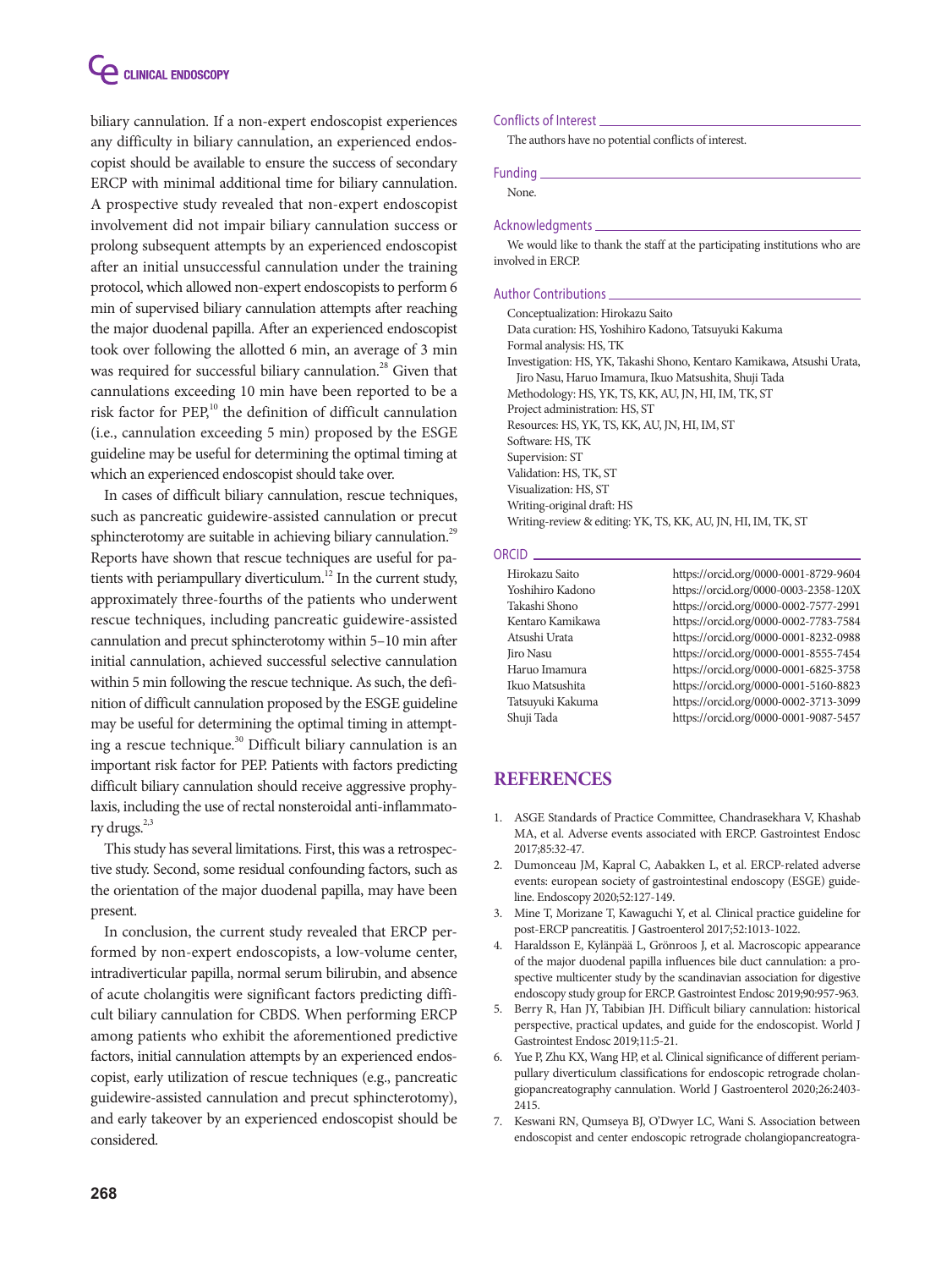biliary cannulation. If a non-expert endoscopist experiences any difficulty in biliary cannulation, an experienced endoscopist should be available to ensure the success of secondary ERCP with minimal additional time for biliary cannulation. A prospective study revealed that non-expert endoscopist involvement did not impair biliary cannulation success or prolong subsequent attempts by an experienced endoscopist after an initial unsuccessful cannulation under the training protocol, which allowed non-expert endoscopists to perform 6 min of supervised biliary cannulation attempts after reaching the major duodenal papilla. After an experienced endoscopist took over following the allotted 6 min, an average of 3 min was required for successful biliary cannulation.[28] Given that cannulations exceeding 10 min have been reported to be a risk factor for PEP,[10] the definition of difficult cannulation (i.e., cannulation exceeding 5 min) proposed by the ESGE guideline may be useful for determining the optimal timing at which an experienced endoscopist should take over.

In cases of difficult biliary cannulation, rescue techniques, such as pancreatic guidewire-assisted cannulation or precut sphincterotomy are suitable in achieving biliary cannulation.[29] Reports have shown that rescue techniques are useful for patients with periampullary diverticulum.[12] In the current study, approximately three-fourths of the patients who underwent rescue techniques, including pancreatic guidewire-assisted cannulation and precut sphincterotomy within 5–10 min after initial cannulation, achieved successful selective cannulation within 5 min following the rescue technique. As such, the definition of difficult cannulation proposed by the ESGE guideline may be useful for determining the optimal timing in attempting a rescue technique.[30] Difficult biliary cannulation is an important risk factor for PEP. Patients with factors predicting difficult biliary cannulation should receive aggressive prophylaxis, including the use of rectal nonsteroidal anti-inflammatory drugs.[2,3]

This study has several limitations. First, this was a retrospective study. Second, some residual confounding factors, such as the orientation of the major duodenal papilla, may have been present.

In conclusion, the current study revealed that ERCP performed by non-expert endoscopists, a low-volume center, intradiverticular papilla, normal serum bilirubin, and absence of acute cholangitis were significant factors predicting difficult biliary cannulation for CBDS. When performing ERCP among patients who exhibit the aforementioned predictive factors, initial cannulation attempts by an experienced endoscopist, early utilization of rescue techniques (e.g., pancreatic guidewire-assisted cannulation and precut sphincterotomy), and early takeover by an experienced endoscopist should be considered.

## Conflicts of Interest

The authors have no potential conflicts of interest.

## Funding

None.

## Acknowledgments

We would like to thank the staff at the participating institutions who are involved in ERCP.

## Author Contributions

Conceptualization: Hirokazu Saito
Data curation: HS, Yoshihiro Kadono, Tatsuyuki Kakuma
Formal analysis: HS, TK
Investigation: HS, YK, Takashi Shono, Kentaro Kamikawa, Atsushi Urata, Jiro Nasu, Haruo Imamura, Ikuo Matsushita, Shuji Tada
Methodology: HS, YK, TS, KK, AU, JN, HI, IM, TK, ST
Project administration: HS, ST
Resources: HS, YK, TS, KK, AU, JN, HI, IM, ST
Software: HS, TK
Supervision: ST
Validation: HS, TK, ST
Visualization: HS, ST
Writing-original draft: HS
Writing-review & editing: YK, TS, KK, AU, JN, HI, IM, TK, ST

## ORCID

| | |
|---|---|
| Hirokazu Saito | https://orcid.org/0000-0001-8729-9604 |
| Yoshihiro Kadono | https://orcid.org/0000-0003-2358-120X |
| Takashi Shono | https://orcid.org/0000-0002-7577-2991 |
| Kentaro Kamikawa | https://orcid.org/0000-0002-7783-7584 |
| Atsushi Urata | https://orcid.org/0000-0001-8232-0988 |
| Jiro Nasu | https://orcid.org/0000-0001-8555-7454 |
| Haruo Imamura | https://orcid.org/0000-0001-6825-3758 |
| Ikuo Matsushita | https://orcid.org/0000-0001-5160-8823 |
| Tatsuyuki Kakuma | https://orcid.org/0000-0002-3713-3099 |
| Shuji Tada | https://orcid.org/0000-0001-9087-5457 |

# REFERENCES

1. ASGE Standards of Practice Committee, Chandrasekhara V, Khashab MA, et al. Adverse events associated with ERCP. Gastrointest Endosc 2017;85:32-47.
2. Dumonceau JM, Kapral C, Aabakken L, et al. ERCP-related adverse events: european society of gastrointestinal endoscopy (ESGE) guideline. Endoscopy 2020;52:127-149.
3. Mine T, Morizane T, Kawaguchi Y, et al. Clinical practice guideline for post-ERCP pancreatitis. J Gastroenterol 2017;52:1013-1022.
4. Haraldsson E, Kylänpää L, Grönroos J, et al. Macroscopic appearance of the major duodenal papilla influences bile duct cannulation: a prospective multicenter study by the scandinavian association for digestive endoscopy study group for ERCP. Gastrointest Endosc 2019;90:957-963.
5. Berry R, Han JY, Tabibian JH. Difficult biliary cannulation: historical perspective, practical updates, and guide for the endoscopist. World J Gastrointest Endosc 2019;11:5-21.
6. Yue P, Zhu KX, Wang HP, et al. Clinical significance of different periampullary diverticulum classifications for endoscopic retrograde cholangiopancreatography cannulation. World J Gastroenterol 2020;26:2403-2415.
7. Keswani RN, Qumseya BJ, O'Dwyer LC, Wani S. Association between endoscopist and center endoscopic retrograde cholangiopancreatogra-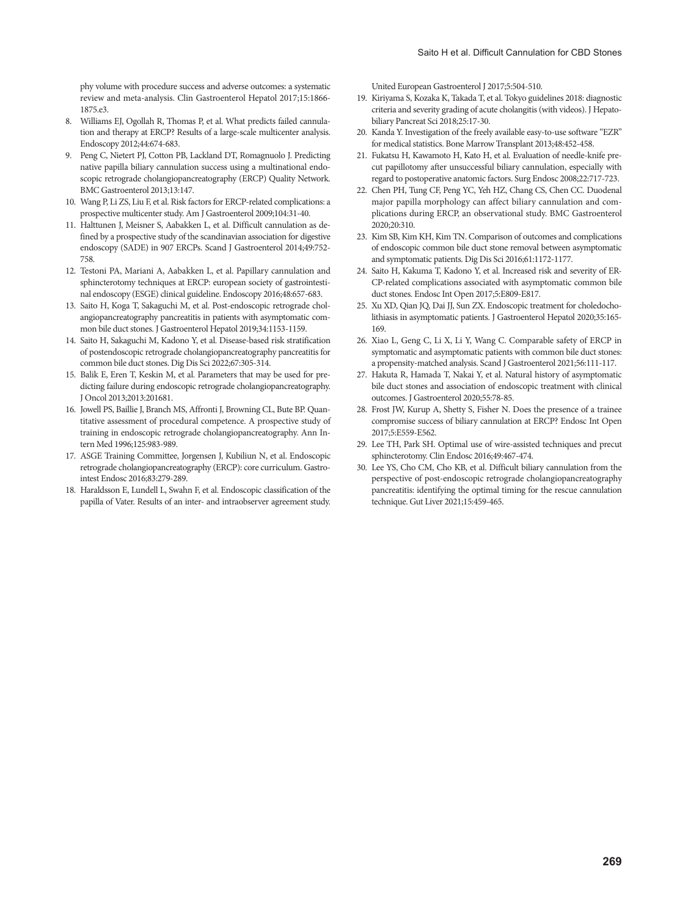phy volume with procedure success and adverse outcomes: a systematic review and meta-analysis. Clin Gastroenterol Hepatol 2017;15:1866-1875.e3.

8. Williams EJ, Ogollah R, Thomas P, et al. What predicts failed cannulation and therapy at ERCP? Results of a large-scale multicenter analysis. Endoscopy 2012;44:674-683.
9. Peng C, Nietert PJ, Cotton PB, Lackland DT, Romagnuolo J. Predicting native papilla biliary cannulation success using a multinational endoscopic retrograde cholangiopancreatography (ERCP) Quality Network. BMC Gastroenterol 2013;13:147.
10. Wang P, Li ZS, Liu F, et al. Risk factors for ERCP-related complications: a prospective multicenter study. Am J Gastroenterol 2009;104:31-40.
11. Halttunen J, Meisner S, Aabakken L, et al. Difficult cannulation as defined by a prospective study of the scandinavian association for digestive endoscopy (SADE) in 907 ERCPs. Scand J Gastroenterol 2014;49:752-758.
12. Testoni PA, Mariani A, Aabakken L, et al. Papillary cannulation and sphincterotomy techniques at ERCP: european society of gastrointestinal endoscopy (ESGE) clinical guideline. Endoscopy 2016;48:657-683.
13. Saito H, Koga T, Sakaguchi M, et al. Post-endoscopic retrograde cholangiopancreatography pancreatitis in patients with asymptomatic common bile duct stones. J Gastroenterol Hepatol 2019;34:1153-1159.
14. Saito H, Sakaguchi M, Kadono Y, et al. Disease-based risk stratification of postendoscopic retrograde cholangiopancreatography pancreatitis for common bile duct stones. Dig Dis Sci 2022;67:305-314.
15. Balik E, Eren T, Keskin M, et al. Parameters that may be used for predicting failure during endoscopic retrograde cholangiopancreatography. J Oncol 2013;2013:201681.
16. Jowell PS, Baillie J, Branch MS, Affronti J, Browning CL, Bute BP. Quantitative assessment of procedural competence. A prospective study of training in endoscopic retrograde cholangiopancreatography. Ann Intern Med 1996;125:983-989.
17. ASGE Training Committee, Jorgensen J, Kubiliun N, et al. Endoscopic retrograde cholangiopancreatography (ERCP): core curriculum. Gastrointest Endosc 2016;83:279-289.
18. Haraldsson E, Lundell L, Swahn F, et al. Endoscopic classification of the papilla of Vater. Results of an inter- and intraobserver agreement study. United European Gastroenterol J 2017;5:504-510.
19. Kiriyama S, Kozaka K, Takada T, et al. Tokyo guidelines 2018: diagnostic criteria and severity grading of acute cholangitis (with videos). J Hepatobiliary Pancreat Sci 2018;25:17-30.
20. Kanda Y. Investigation of the freely available easy-to-use software "EZR" for medical statistics. Bone Marrow Transplant 2013;48:452-458.
21. Fukatsu H, Kawamoto H, Kato H, et al. Evaluation of needle-knife precut papillotomy after unsuccessful biliary cannulation, especially with regard to postoperative anatomic factors. Surg Endosc 2008;22:717-723.
22. Chen PH, Tung CF, Peng YC, Yeh HZ, Chang CS, Chen CC. Duodenal major papilla morphology can affect biliary cannulation and complications during ERCP, an observational study. BMC Gastroenterol 2020;20:310.
23. Kim SB, Kim KH, Kim TN. Comparison of outcomes and complications of endoscopic common bile duct stone removal between asymptomatic and symptomatic patients. Dig Dis Sci 2016;61:1172-1177.
24. Saito H, Kakuma T, Kadono Y, et al. Increased risk and severity of ERCP-related complications associated with asymptomatic common bile duct stones. Endosc Int Open 2017;5:E809-E817.
25. Xu XD, Qian JQ, Dai JJ, Sun ZX. Endoscopic treatment for choledocholithiasis in asymptomatic patients. J Gastroenterol Hepatol 2020;35:165-169.
26. Xiao L, Geng C, Li X, Li Y, Wang C. Comparable safety of ERCP in symptomatic and asymptomatic patients with common bile duct stones: a propensity-matched analysis. Scand J Gastroenterol 2021;56:111-117.
27. Hakuta R, Hamada T, Nakai Y, et al. Natural history of asymptomatic bile duct stones and association of endoscopic treatment with clinical outcomes. J Gastroenterol 2020;55:78-85.
28. Frost JW, Kurup A, Shetty S, Fisher N. Does the presence of a trainee compromise success of biliary cannulation at ERCP? Endosc Int Open 2017;5:E559-E562.
29. Lee TH, Park SH. Optimal use of wire-assisted techniques and precut sphincterotomy. Clin Endosc 2016;49:467-474.
30. Lee YS, Cho CM, Cho KB, et al. Difficult biliary cannulation from the perspective of post-endoscopic retrograde cholangiopancreatography pancreatitis: identifying the optimal timing for the rescue cannulation technique. Gut Liver 2021;15:459-465.